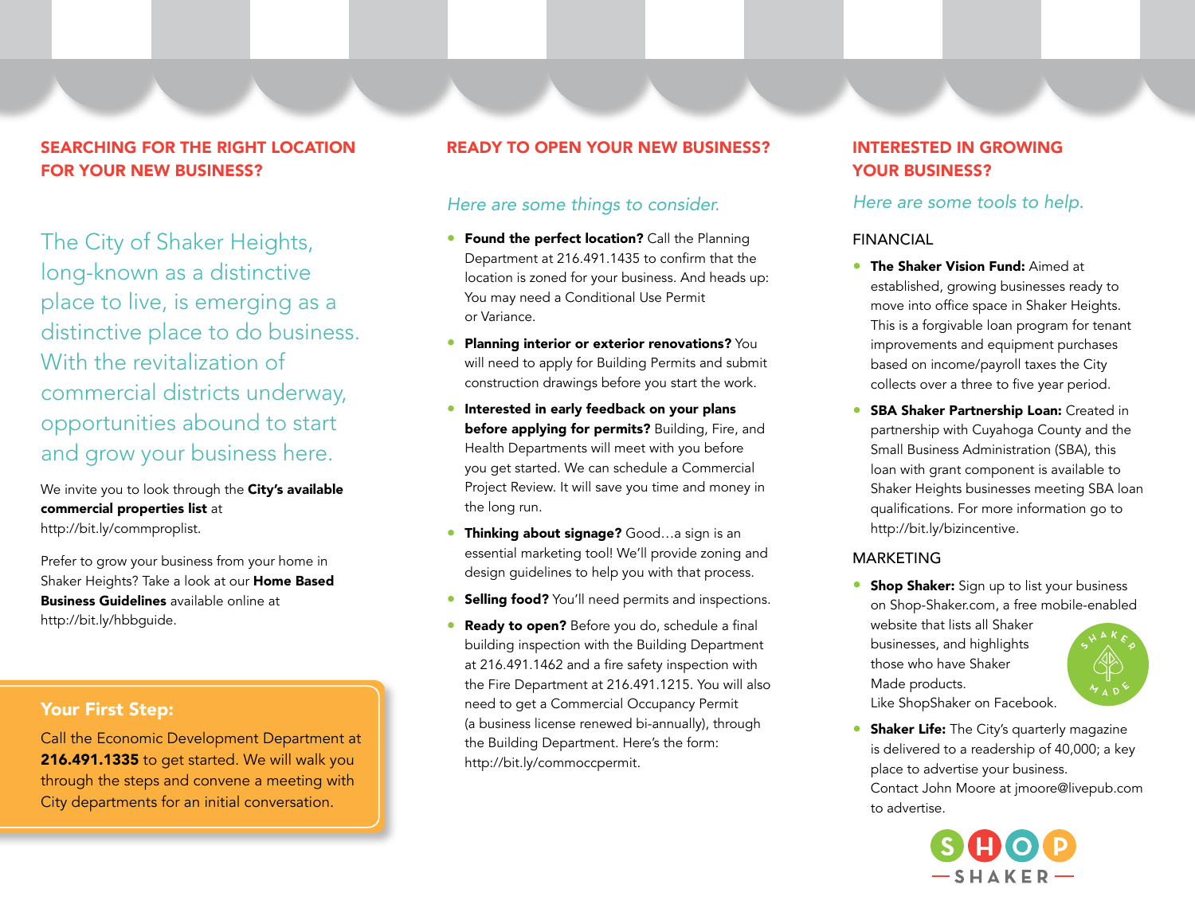## SEARCHING FOR THE RIGHT LOCATION FOR YOUR NEW BUSINESS?

The City of Shaker Heights, long-known as a distinctive place to live, is emerging as a distinctive place to do business. With the revitalization of commercial districts underway, opportunities abound to start and grow your business here.

We invite you to look through the **City's available commercial properties list** at http://bit.ly/commproplist.

Prefer to grow your business from your home in Shaker Heights? Take a look at our **Home Based Business Guidelines** available online at http://bit.ly/hbbguide.

### Your First Step:

Call the Economic Development Department at **216.491.1335** to get started. We will walk you through the steps and convene a meeting with City departments for an initial conversation.

## READY TO OPEN YOUR NEW BUSINESS?

*Here are some things to consider.*

- **Found the perfect location?** Call the Planning Department at 216.491.1435 to confirm that the location is zoned for your business. And heads up: You may need a Conditional Use Permit or Variance.
- **Planning interior or exterior renovations?** You will need to apply for Building Permits and submit construction drawings before you start the work.
- **Interested in early feedback on your plans before applying for permits?** Building, Fire, and Health Departments will meet with you before you get started. We can schedule a Commercial Project Review. It will save you time and money in the long run.
- **Thinking about signage?** Good…a sign is an essential marketing tool! We'll provide zoning and design guidelines to help you with that process.
- **Selling food?** You'll need permits and inspections.
- **Ready to open?** Before you do, schedule a final building inspection with the Building Department at 216.491.1462 and a fire safety inspection with the Fire Department at 216.491.1215. You will also need to get a Commercial Occupancy Permit (a business license renewed bi-annually), through the Building Department. Here's the form: http://bit.ly/commoccpermit.

## INTERESTED IN GROWING YOUR BUSINESS?

*Here are some tools to help.*

### FINANCIAL

- **The Shaker Vision Fund:** Aimed at established, growing businesses ready to move into office space in Shaker Heights. This is a forgivable loan program for tenant improvements and equipment purchases based on income/payroll taxes the City collects over a three to five year period.
- **SBA Shaker Partnership Loan:** Created in partnership with Cuyahoga County and the Small Business Administration (SBA), this loan with grant component is available to Shaker Heights businesses meeting SBA loan qualifications. For more information go to http://bit.ly/bizincentive.

### MARKETING

- **Shop Shaker:** Sign up to list your business on Shop-Shaker.com, a free mobile-enabled website that lists all Shaker businesses, and highlights those who have Shaker Made products. Like ShopShaker on Facebook.
- **Shaker Life:** The City's quarterly magazine is delivered to a readership of 40,000; a key place to advertise your business. Contact John Moore at jmoore@livepub.com to advertise.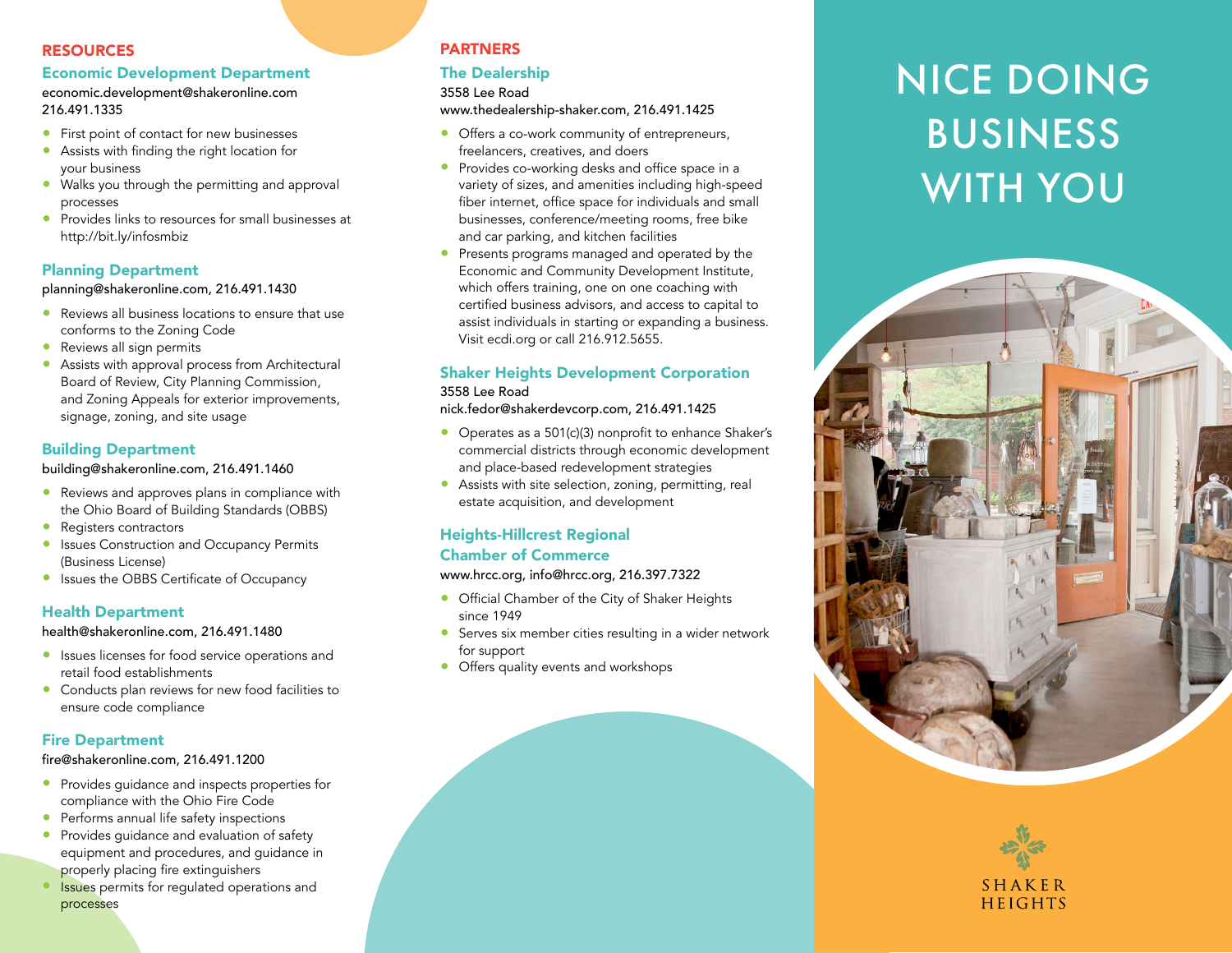## RESOURCES

### Economic Development Department

economic.development@shakeronline.com
216.491.1335

- First point of contact for new businesses
- Assists with finding the right location for your business
- Walks you through the permitting and approval processes
- Provides links to resources for small businesses at http://bit.ly/infosmbiz

### Planning Department

planning@shakeronline.com, 216.491.1430

- Reviews all business locations to ensure that use conforms to the Zoning Code
- Reviews all sign permits
- Assists with approval process from Architectural Board of Review, City Planning Commission, and Zoning Appeals for exterior improvements, signage, zoning, and site usage

### Building Department

building@shakeronline.com, 216.491.1460

- Reviews and approves plans in compliance with the Ohio Board of Building Standards (OBBS)
- Registers contractors
- Issues Construction and Occupancy Permits (Business License)
- Issues the OBBS Certificate of Occupancy

### Health Department

health@shakeronline.com, 216.491.1480

- Issues licenses for food service operations and retail food establishments
- Conducts plan reviews for new food facilities to ensure code compliance

### Fire Department

fire@shakeronline.com, 216.491.1200

- Provides guidance and inspects properties for compliance with the Ohio Fire Code
- Performs annual life safety inspections
- Provides guidance and evaluation of safety equipment and procedures, and guidance in properly placing fire extinguishers
- Issues permits for regulated operations and processes

## PARTNERS

### The Dealership

3558 Lee Road
www.thedealership-shaker.com, 216.491.1425

- Offers a co-work community of entrepreneurs, freelancers, creatives, and doers
- Provides co-working desks and office space in a variety of sizes, and amenities including high-speed fiber internet, office space for individuals and small businesses, conference/meeting rooms, free bike and car parking, and kitchen facilities
- Presents programs managed and operated by the Economic and Community Development Institute, which offers training, one on one coaching with certified business advisors, and access to capital to assist individuals in starting or expanding a business. Visit ecdi.org or call 216.912.5655.

### Shaker Heights Development Corporation

3558 Lee Road
nick.fedor@shakerdevcorp.com, 216.491.1425

- Operates as a 501(c)(3) nonprofit to enhance Shaker's commercial districts through economic development and place-based redevelopment strategies
- Assists with site selection, zoning, permitting, real estate acquisition, and development

### Heights-Hillcrest Regional Chamber of Commerce

www.hrcc.org, info@hrcc.org, 216.397.7322

- Official Chamber of the City of Shaker Heights since 1949
- Serves six member cities resulting in a wider network for support
- Offers quality events and workshops

# NICE DOING BUSINESS WITH YOU

SHAKER HEIGHTS